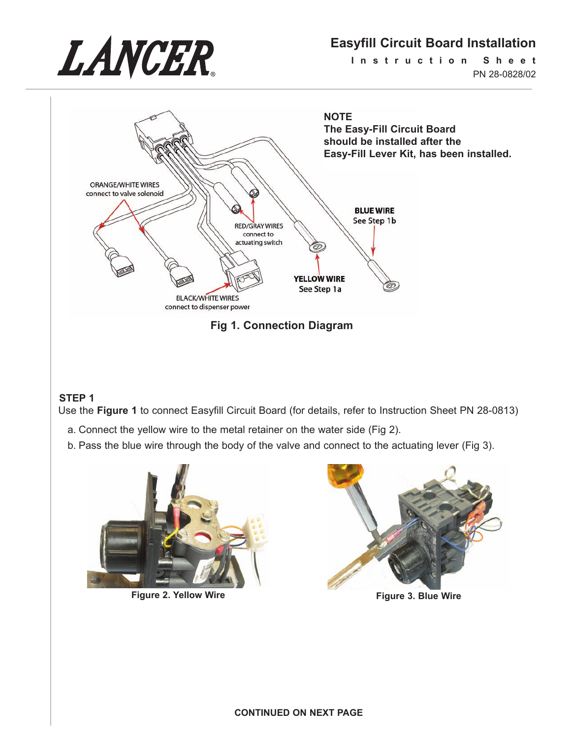# Easyfill Circuit Board Installation

Instruction Sheet

PN 28-0828/02

**NOTE**
**The Easy-Fill Circuit Board should be installed after the Easy-Fill Lever Kit, has been installed.**

ORANGE/WHITE WIRES connect to valve solenoid

RED/GRAY WIRES connect to actuating switch

BLUE WIRE See Step 1b

YELLOW WIRE See Step 1a

BLACK/WHITE WIRES connect to dispenser power

**Fig 1. Connection Diagram**

**STEP 1**

Use the **Figure 1** to connect Easyfill Circuit Board (for details, refer to Instruction Sheet PN 28-0813)

a. Connect the yellow wire to the metal retainer on the water side (Fig 2).

b. Pass the blue wire through the body of the valve and connect to the actuating lever (Fig 3).

**Figure 2. Yellow Wire**

**Figure 3. Blue Wire**

**CONTINUED ON NEXT PAGE**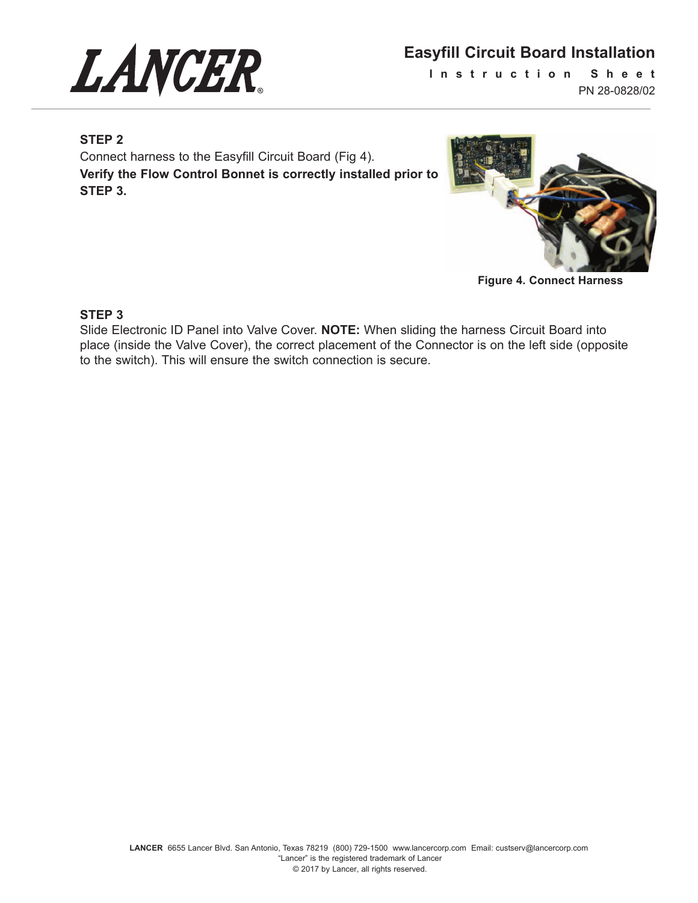**STEP 2**

Connect harness to the Easyfill Circuit Board (Fig 4).

**Verify the Flow Control Bonnet is correctly installed prior to STEP 3.**

**Figure 4. Connect Harness**

**STEP 3**

Slide Electronic ID Panel into Valve Cover. **NOTE:** When sliding the harness Circuit Board into place (inside the Valve Cover), the correct placement of the Connector is on the left side (opposite to the switch). This will ensure the switch connection is secure.